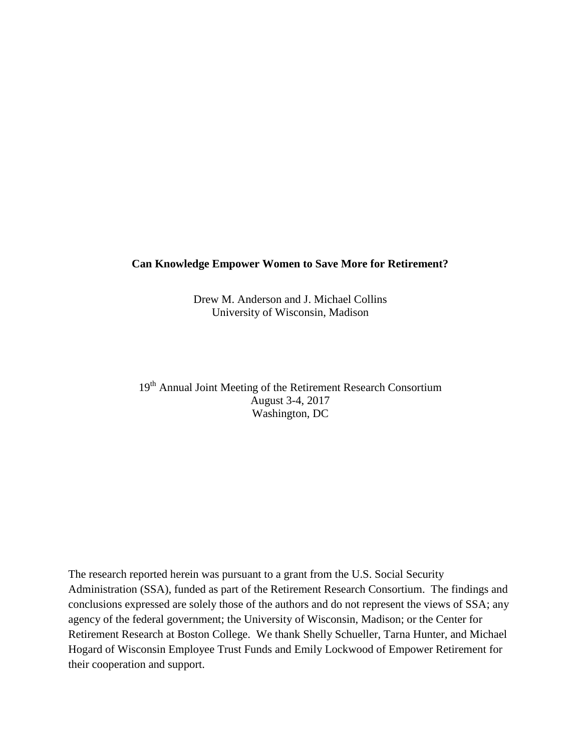# Can Knowledge Empower Women to Save More for Retirement?

Drew M. Anderson and J. Michael Collins
University of Wisconsin, Madison

19th Annual Joint Meeting of the Retirement Research Consortium
August 3-4, 2017
Washington, DC

The research reported herein was pursuant to a grant from the U.S. Social Security Administration (SSA), funded as part of the Retirement Research Consortium. The findings and conclusions expressed are solely those of the authors and do not represent the views of SSA; any agency of the federal government; the University of Wisconsin, Madison; or the Center for Retirement Research at Boston College. We thank Shelly Schueller, Tarna Hunter, and Michael Hogard of Wisconsin Employee Trust Funds and Emily Lockwood of Empower Retirement for their cooperation and support.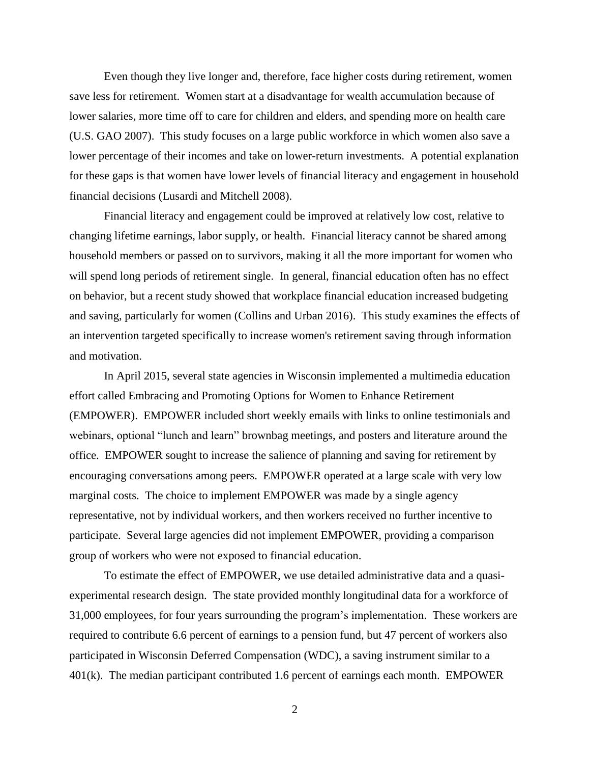Even though they live longer and, therefore, face higher costs during retirement, women save less for retirement. Women start at a disadvantage for wealth accumulation because of lower salaries, more time off to care for children and elders, and spending more on health care (U.S. GAO 2007). This study focuses on a large public workforce in which women also save a lower percentage of their incomes and take on lower-return investments. A potential explanation for these gaps is that women have lower levels of financial literacy and engagement in household financial decisions (Lusardi and Mitchell 2008).

Financial literacy and engagement could be improved at relatively low cost, relative to changing lifetime earnings, labor supply, or health. Financial literacy cannot be shared among household members or passed on to survivors, making it all the more important for women who will spend long periods of retirement single. In general, financial education often has no effect on behavior, but a recent study showed that workplace financial education increased budgeting and saving, particularly for women (Collins and Urban 2016). This study examines the effects of an intervention targeted specifically to increase women's retirement saving through information and motivation.

In April 2015, several state agencies in Wisconsin implemented a multimedia education effort called Embracing and Promoting Options for Women to Enhance Retirement (EMPOWER). EMPOWER included short weekly emails with links to online testimonials and webinars, optional "lunch and learn" brownbag meetings, and posters and literature around the office. EMPOWER sought to increase the salience of planning and saving for retirement by encouraging conversations among peers. EMPOWER operated at a large scale with very low marginal costs. The choice to implement EMPOWER was made by a single agency representative, not by individual workers, and then workers received no further incentive to participate. Several large agencies did not implement EMPOWER, providing a comparison group of workers who were not exposed to financial education.

To estimate the effect of EMPOWER, we use detailed administrative data and a quasi-experimental research design. The state provided monthly longitudinal data for a workforce of 31,000 employees, for four years surrounding the program's implementation. These workers are required to contribute 6.6 percent of earnings to a pension fund, but 47 percent of workers also participated in Wisconsin Deferred Compensation (WDC), a saving instrument similar to a 401(k). The median participant contributed 1.6 percent of earnings each month. EMPOWER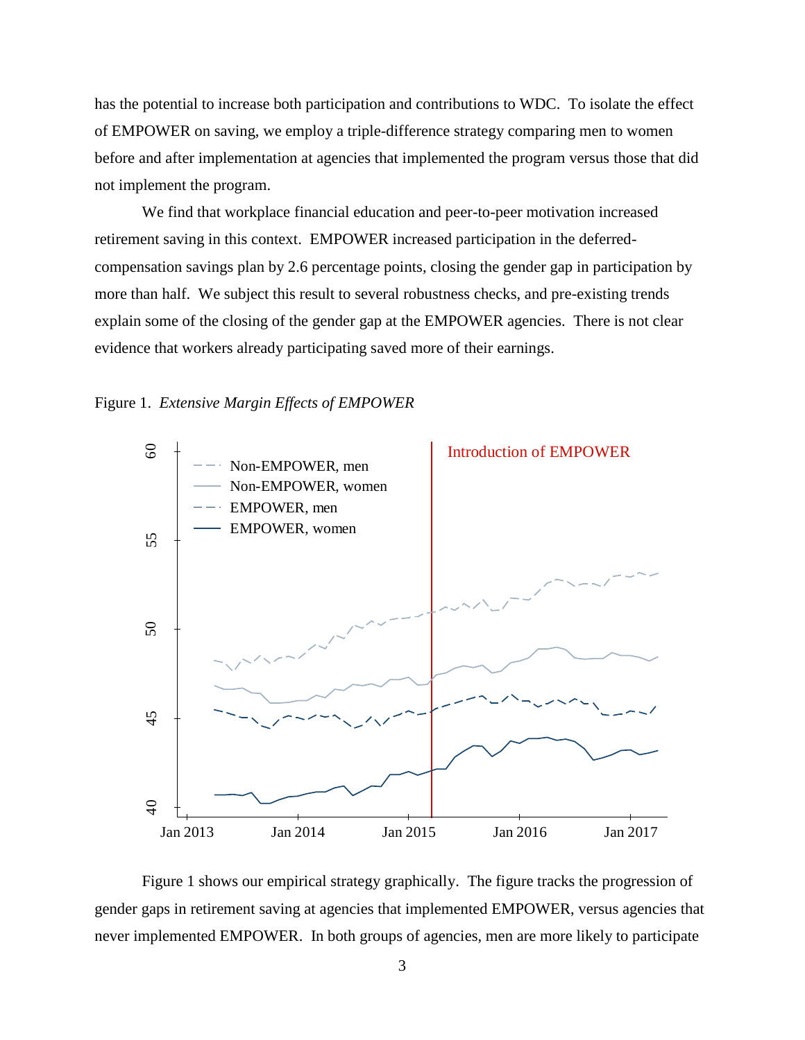has the potential to increase both participation and contributions to WDC. To isolate the effect of EMPOWER on saving, we employ a triple-difference strategy comparing men to women before and after implementation at agencies that implemented the program versus those that did not implement the program.

We find that workplace financial education and peer-to-peer motivation increased retirement saving in this context. EMPOWER increased participation in the deferred-compensation savings plan by 2.6 percentage points, closing the gender gap in participation by more than half. We subject this result to several robustness checks, and pre-existing trends explain some of the closing of the gender gap at the EMPOWER agencies. There is not clear evidence that workers already participating saved more of their earnings.

Figure 1. *Extensive Margin Effects of EMPOWER*

Figure 1 shows our empirical strategy graphically. The figure tracks the progression of gender gaps in retirement saving at agencies that implemented EMPOWER, versus agencies that never implemented EMPOWER. In both groups of agencies, men are more likely to participate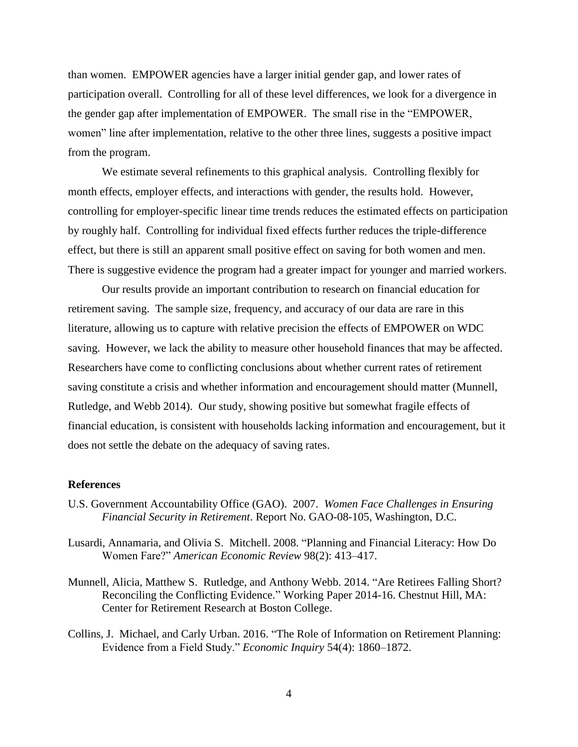than women. EMPOWER agencies have a larger initial gender gap, and lower rates of participation overall. Controlling for all of these level differences, we look for a divergence in the gender gap after implementation of EMPOWER. The small rise in the "EMPOWER, women" line after implementation, relative to the other three lines, suggests a positive impact from the program.

We estimate several refinements to this graphical analysis. Controlling flexibly for month effects, employer effects, and interactions with gender, the results hold. However, controlling for employer-specific linear time trends reduces the estimated effects on participation by roughly half. Controlling for individual fixed effects further reduces the triple-difference effect, but there is still an apparent small positive effect on saving for both women and men. There is suggestive evidence the program had a greater impact for younger and married workers.

Our results provide an important contribution to research on financial education for retirement saving. The sample size, frequency, and accuracy of our data are rare in this literature, allowing us to capture with relative precision the effects of EMPOWER on WDC saving. However, we lack the ability to measure other household finances that may be affected. Researchers have come to conflicting conclusions about whether current rates of retirement saving constitute a crisis and whether information and encouragement should matter (Munnell, Rutledge, and Webb 2014). Our study, showing positive but somewhat fragile effects of financial education, is consistent with households lacking information and encouragement, but it does not settle the debate on the adequacy of saving rates.

**References**

U.S. Government Accountability Office (GAO). 2007. *Women Face Challenges in Ensuring Financial Security in Retirement*. Report No. GAO-08-105, Washington, D.C.

Lusardi, Annamaria, and Olivia S. Mitchell. 2008. "Planning and Financial Literacy: How Do Women Fare?" *American Economic Review* 98(2): 413–417.

Munnell, Alicia, Matthew S. Rutledge, and Anthony Webb. 2014. "Are Retirees Falling Short? Reconciling the Conflicting Evidence." Working Paper 2014-16. Chestnut Hill, MA: Center for Retirement Research at Boston College.

Collins, J. Michael, and Carly Urban. 2016. "The Role of Information on Retirement Planning: Evidence from a Field Study." *Economic Inquiry* 54(4): 1860–1872.